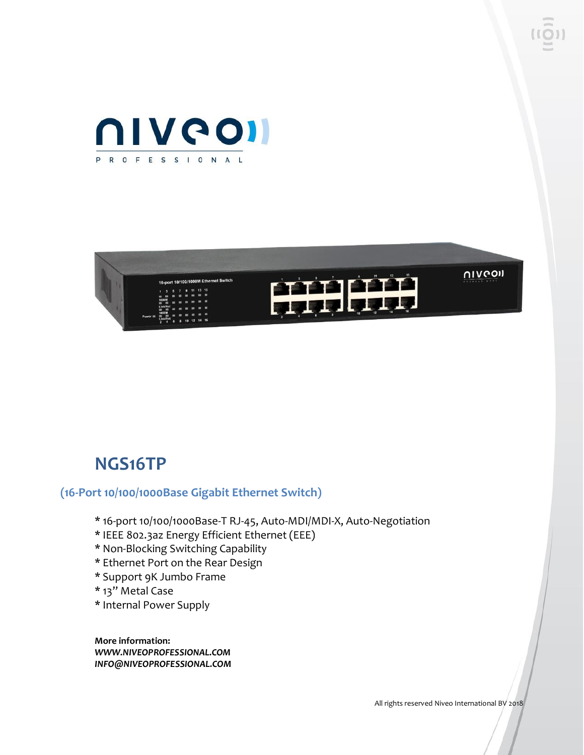# NGS16TP

## (16-Port 10/100/1000Base Gigabit Ethernet Switch)

* 16-port 10/100/1000Base-T RJ-45, Auto-MDI/MDI-X, Auto-Negotiation
* IEEE 802.3az Energy Efficient Ethernet (EEE)
* Non-Blocking Switching Capability
* Ethernet Port on the Rear Design
* Support 9K Jumbo Frame
* 13" Metal Case
* Internal Power Supply

**More information:**
***WWW.NIVEOPROFESSIONAL.COM***
***INFO@NIVEOPROFESSIONAL.COM***

All rights reserved Niveo International BV 2018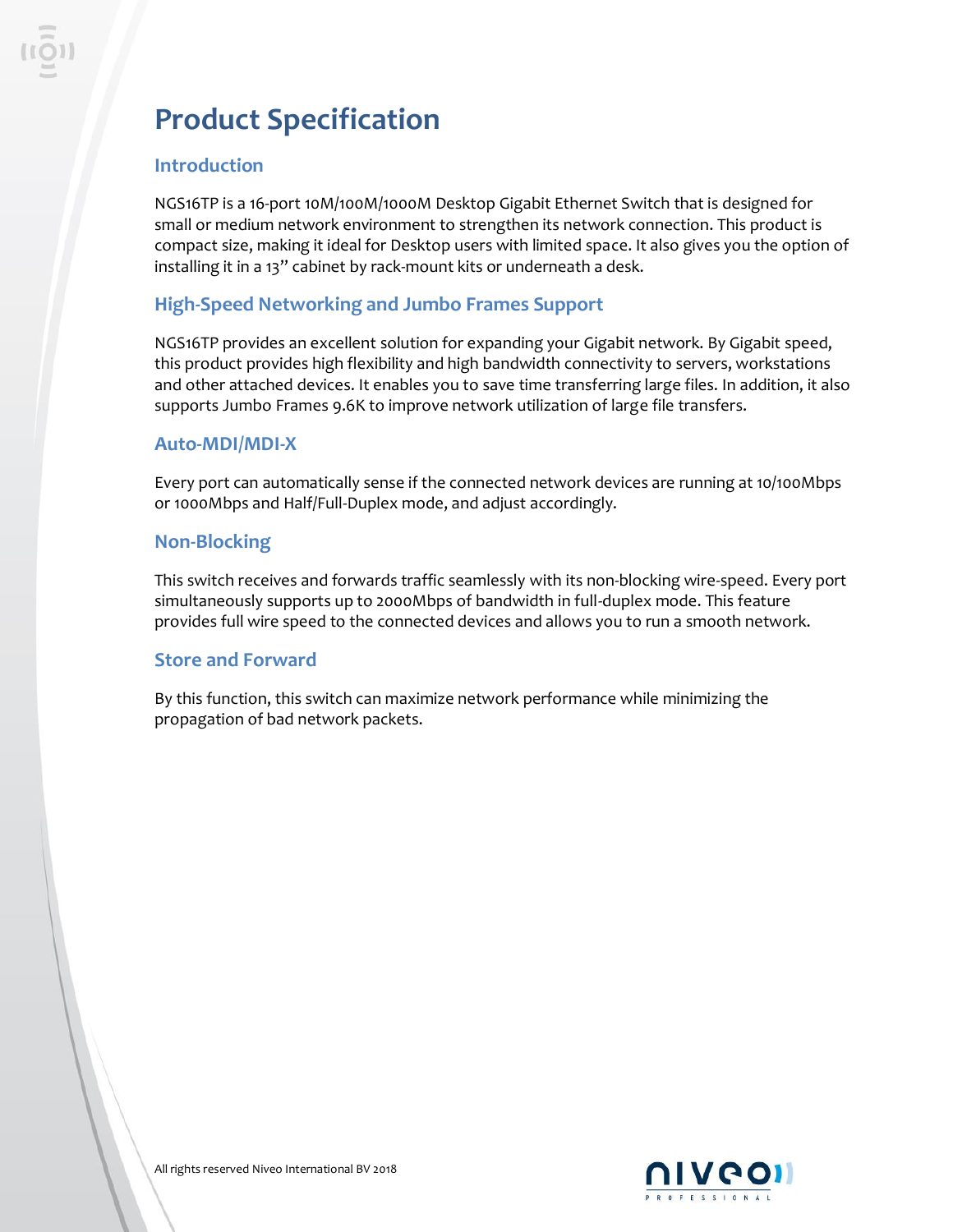# Product Specification

## Introduction

NGS16TP is a 16-port 10M/100M/1000M Desktop Gigabit Ethernet Switch that is designed for small or medium network environment to strengthen its network connection. This product is compact size, making it ideal for Desktop users with limited space. It also gives you the option of installing it in a 13" cabinet by rack-mount kits or underneath a desk.

## High-Speed Networking and Jumbo Frames Support

NGS16TP provides an excellent solution for expanding your Gigabit network. By Gigabit speed, this product provides high flexibility and high bandwidth connectivity to servers, workstations and other attached devices. It enables you to save time transferring large files. In addition, it also supports Jumbo Frames 9.6K to improve network utilization of large file transfers.

## Auto-MDI/MDI-X

Every port can automatically sense if the connected network devices are running at 10/100Mbps or 1000Mbps and Half/Full-Duplex mode, and adjust accordingly.

## Non-Blocking

This switch receives and forwards traffic seamlessly with its non-blocking wire-speed. Every port simultaneously supports up to 2000Mbps of bandwidth in full-duplex mode. This feature provides full wire speed to the connected devices and allows you to run a smooth network.

## Store and Forward

By this function, this switch can maximize network performance while minimizing the propagation of bad network packets.

All rights reserved Niveo International BV 2018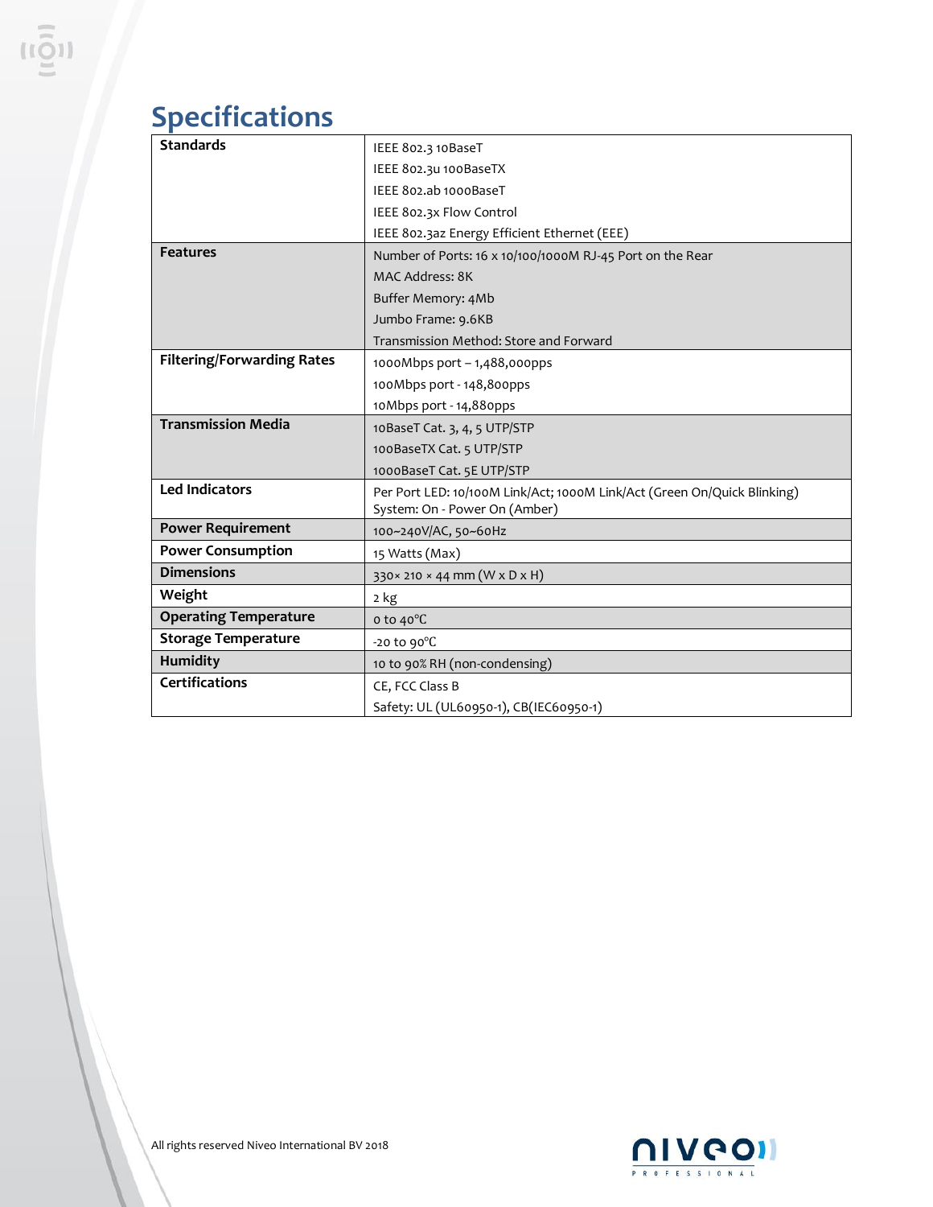## Specifications

| | |
|---|---|
| **Standards** | IEEE 802.3 10BaseT<br>IEEE 802.3u 100BaseTX<br>IEEE 802.ab 1000BaseT<br>IEEE 802.3x Flow Control<br>IEEE 802.3az Energy Efficient Ethernet (EEE) |
| **Features** | Number of Ports: 16 x 10/100/1000M RJ-45 Port on the Rear<br>MAC Address: 8K<br>Buffer Memory: 4Mb<br>Jumbo Frame: 9.6KB<br>Transmission Method: Store and Forward |
| **Filtering/Forwarding Rates** | 1000Mbps port – 1,488,000pps<br>100Mbps port - 148,800pps<br>10Mbps port - 14,880pps |
| **Transmission Media** | 10BaseT Cat. 3, 4, 5 UTP/STP<br>100BaseTX Cat. 5 UTP/STP<br>1000BaseT Cat. 5E UTP/STP |
| **Led Indicators** | Per Port LED: 10/100M Link/Act; 1000M Link/Act (Green On/Quick Blinking)<br>System: On - Power On (Amber) |
| **Power Requirement** | 100~240V/AC, 50~60Hz |
| **Power Consumption** | 15 Watts (Max) |
| **Dimensions** | 330× 210 × 44 mm (W x D x H) |
| **Weight** | 2 kg |
| **Operating Temperature** | 0 to 40℃ |
| **Storage Temperature** | -20 to 90℃ |
| **Humidity** | 10 to 90% RH (non-condensing) |
| **Certifications** | CE, FCC Class B<br>Safety: UL (UL60950-1), CB(IEC60950-1) |

All rights reserved Niveo International BV 2018